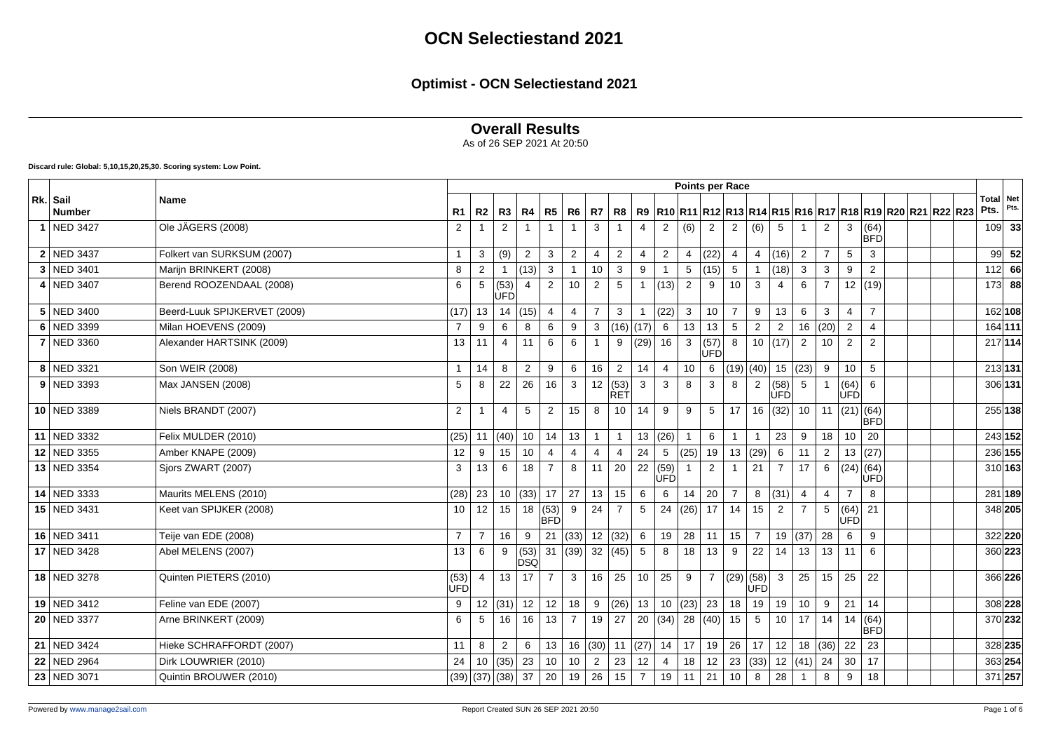# OCN Selectiestand 2021

## Optimist - OCN Selectiestand 2021

### Overall Results

As of 26 SEP 2021 At 20:50

**Discard rule: Global: 5,10,15,20,25,30. Scoring system: Low Point.**

| Rk. | Sail Number | Name | R1 | R2 | R3 | R4 | R5 | R6 | R7 | R8 | R9 | R10 | R11 | R12 | R13 | R14 | R15 | R16 | R17 | R18 | R19 | R20 | R21 | R22 | R23 | Total Pts. | Net Pts. |
|---|---|---|---|---|---|---|---|---|---|---|---|---|---|---|---|---|---|---|---|---|---|---|---|---|---|---|---|
| 1 | NED 3427 | Ole JÄGERS (2008) | 2 | 1 | 2 | 1 | 1 | 1 | 3 | 1 | 4 | 2 | (6) | 2 | 2 | (6) | 5 | 1 | 2 | 3 | (64) BFD | | | | | 109 | **33** |
| 2 | NED 3437 | Folkert van SURKSUM (2007) | 1 | 3 | (9) | 2 | 3 | 2 | 4 | 2 | 4 | 2 | 4 | (22) | 4 | 4 | (16) | 2 | 7 | 5 | 3 | | | | | 99 | **52** |
| 3 | NED 3401 | Marijn BRINKERT (2008) | 8 | 2 | 1 | (13) | 3 | 1 | 10 | 3 | 9 | 1 | 5 | (15) | 5 | 1 | (18) | 3 | 3 | 9 | 2 | | | | | 112 | **66** |
| 4 | NED 3407 | Berend ROOZENDAAL (2008) | 6 | 5 | (53) UFD | 4 | 2 | 10 | 2 | 5 | 1 | (13) | 2 | 9 | 10 | 3 | 4 | 6 | 7 | 12 | (19) | | | | | 173 | **88** |
| 5 | NED 3400 | Beerd-Luuk SPIJKERVET (2009) | (17) | 13 | 14 | (15) | 4 | 4 | 7 | 3 | 1 | (22) | 3 | 10 | 7 | 9 | 13 | 6 | 3 | 4 | 7 | | | | | 162 | **108** |
| 6 | NED 3399 | Milan HOEVENS (2009) | 7 | 9 | 6 | 8 | 6 | 9 | 3 | (16) | (17) | 6 | 13 | 13 | 5 | 2 | 2 | 16 | (20) | 2 | 4 | | | | | 164 | **111** |
| 7 | NED 3360 | Alexander HARTSINK (2009) | 13 | 11 | 4 | 11 | 6 | 6 | 1 | 9 | (29) | 16 | 3 | (57) UFD | 8 | 10 | (17) | 2 | 10 | 2 | 2 | | | | | 217 | **114** |
| 8 | NED 3321 | Son WEIR (2008) | 1 | 14 | 8 | 2 | 9 | 6 | 16 | 2 | 14 | 4 | 10 | 6 | (19) | (40) | 15 | (23) | 9 | 10 | 5 | | | | | 213 | **131** |
| 9 | NED 3393 | Max JANSEN (2008) | 5 | 8 | 22 | 26 | 16 | 3 | 12 | (53) RET | 3 | 3 | 8 | 3 | 8 | 2 | (58) UFD | 5 | 1 | (64) UFD | 6 | | | | | 306 | **131** |
| 10 | NED 3389 | Niels BRANDT (2007) | 2 | 1 | 4 | 5 | 2 | 15 | 8 | 10 | 14 | 9 | 9 | 5 | 17 | 16 | (32) | 10 | 11 | (21) | (64) BFD | | | | | 255 | **138** |
| 11 | NED 3332 | Felix MULDER (2010) | (25) | 11 | (40) | 10 | 14 | 13 | 1 | 1 | 13 | (26) | 1 | 6 | 1 | 1 | 23 | 9 | 18 | 10 | 20 | | | | | 243 | **152** |
| 12 | NED 3355 | Amber KNAPE (2009) | 12 | 9 | 15 | 10 | 4 | 4 | 4 | 4 | 24 | 5 | (25) | 19 | 13 | (29) | 6 | 11 | 2 | 13 | (27) | | | | | 236 | **155** |
| 13 | NED 3354 | Sjors ZWART (2007) | 3 | 13 | 6 | 18 | 7 | 8 | 11 | 20 | 22 | (59) UFD | 1 | 2 | 1 | 21 | 7 | 17 | 6 | (24) | (64) UFD | | | | | 310 | **163** |
| 14 | NED 3333 | Maurits MELENS (2010) | (28) | 23 | 10 | (33) | 17 | 27 | 13 | 15 | 6 | 6 | 14 | 20 | 7 | 8 | (31) | 4 | 4 | 7 | 8 | | | | | 281 | **189** |
| 15 | NED 3431 | Keet van SPIJKER (2008) | 10 | 12 | 15 | 18 | (53) BFD | 9 | 24 | 7 | 5 | 24 | (26) | 17 | 14 | 15 | 2 | 7 | 5 | (64) UFD | 21 | | | | | 348 | **205** |
| 16 | NED 3411 | Teije van EDE (2008) | 7 | 7 | 16 | 9 | 21 | (33) | 12 | (32) | 6 | 19 | 28 | 11 | 15 | 7 | 19 | (37) | 28 | 6 | 9 | | | | | 322 | **220** |
| 17 | NED 3428 | Abel MELENS (2007) | 13 | 6 | 9 | (53) DSQ | 31 | (39) | 32 | (45) | 5 | 8 | 18 | 13 | 9 | 22 | 14 | 13 | 13 | 11 | 6 | | | | | 360 | **223** |
| 18 | NED 3278 | Quinten PIETERS (2010) | (53) UFD | 4 | 13 | 17 | 7 | 3 | 16 | 25 | 10 | 25 | 9 | 7 | (29) | (58) UFD | 3 | 25 | 15 | 25 | 22 | | | | | 366 | **226** |
| 19 | NED 3412 | Feline van EDE (2007) | 9 | 12 | (31) | 12 | 12 | 18 | 9 | (26) | 13 | 10 | (23) | 23 | 18 | 19 | 19 | 10 | 9 | 21 | 14 | | | | | 308 | **228** |
| 20 | NED 3377 | Arne BRINKERT (2009) | 6 | 5 | 16 | 16 | 13 | 7 | 19 | 27 | 20 | (34) | 28 | (40) | 15 | 5 | 10 | 17 | 14 | 14 | (64) BFD | | | | | 370 | **232** |
| 21 | NED 3424 | Hieke SCHRAFFORDT (2007) | 11 | 8 | 2 | 6 | 13 | 16 | (30) | 11 | (27) | 14 | 17 | 19 | 26 | 17 | 12 | 18 | (36) | 22 | 23 | | | | | 328 | **235** |
| 22 | NED 2964 | Dirk LOUWRIER (2010) | 24 | 10 | (35) | 23 | 10 | 10 | 2 | 23 | 12 | 4 | 18 | 12 | 23 | (33) | 12 | (41) | 24 | 30 | 17 | | | | | 363 | **254** |
| 23 | NED 3071 | Quintin BROUWER (2010) | (39) | (37) | (38) | 37 | 20 | 19 | 26 | 15 | 7 | 19 | 11 | 21 | 10 | 8 | 28 | 1 | 8 | 9 | 18 | | | | | 371 | **257** |

Powered by www.manage2sail.com

Report Created SUN 26 SEP 2021 20:50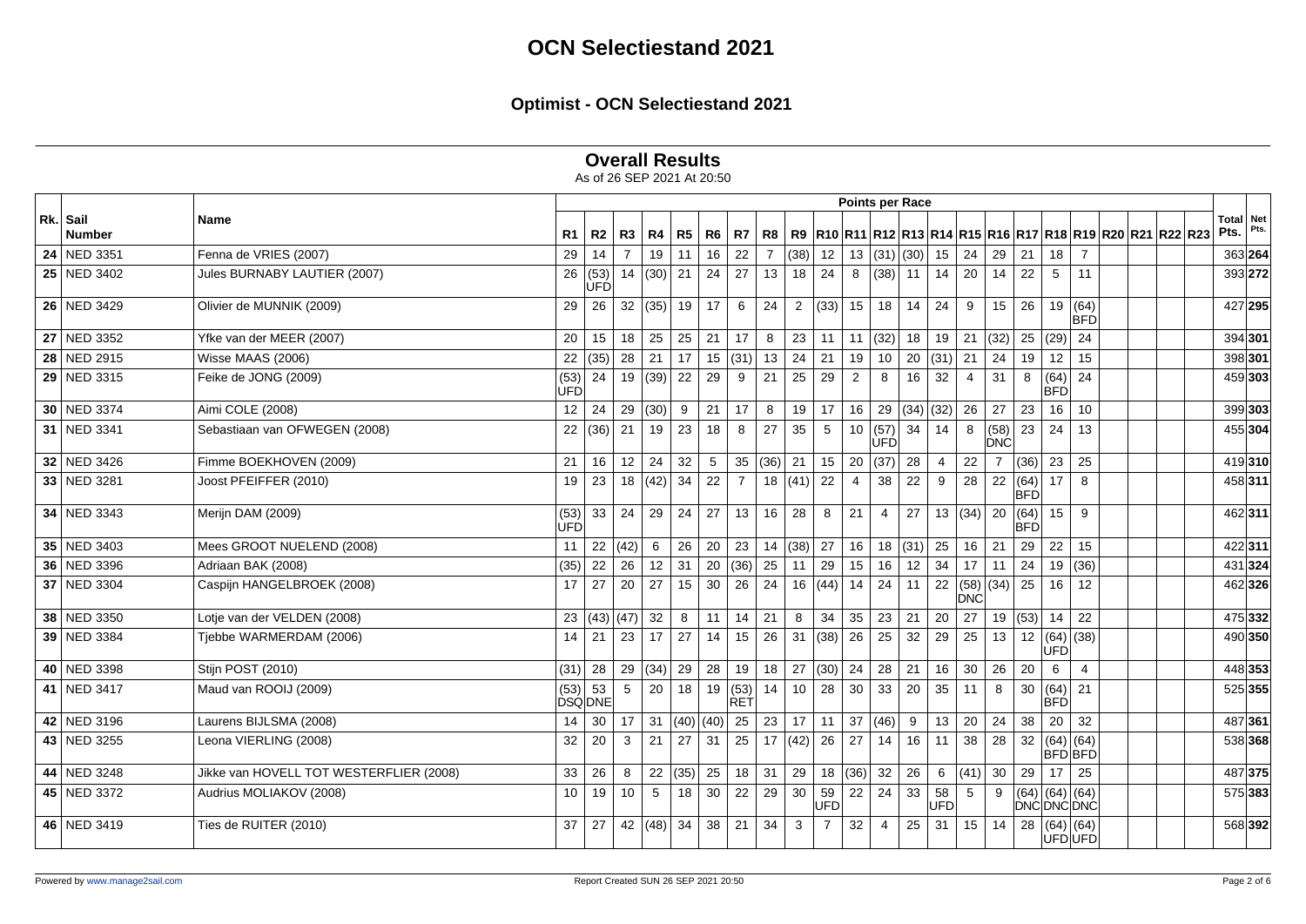# OCN Selectiestand 2021

## Optimist - OCN Selectiestand 2021

### Overall Results

As of 26 SEP 2021 At 20:50

| Rk. | Sail Number | Name | R1 | R2 | R3 | R4 | R5 | R6 | R7 | R8 | R9 | R10 | R11 | R12 | R13 | R14 | R15 | R16 | R17 | R18 | R19 | R20 | R21 | R22 | R23 | Total Pts. | Net Pts. |
|---|---|---|---|---|---|---|---|---|---|---|---|---|---|---|---|---|---|---|---|---|---|---|---|---|---|---|---|
| 24 | NED 3351 | Fenna de VRIES (2007) | 29 | 14 | 7 | 19 | 11 | 16 | 22 | 7 | (38) | 12 | 13 | (31) | (30) | 15 | 24 | 29 | 21 | 18 | 7 | | | | | 363 | **264** |
| 25 | NED 3402 | Jules BURNABY LAUTIER (2007) | 26 | (53) UFD | 14 | (30) | 21 | 24 | 27 | 13 | 18 | 24 | 8 | (38) | 11 | 14 | 20 | 14 | 22 | 5 | 11 | | | | | 393 | **272** |
| 26 | NED 3429 | Olivier de MUNNIK (2009) | 29 | 26 | 32 | (35) | 19 | 17 | 6 | 24 | 2 | (33) | 15 | 18 | 14 | 24 | 9 | 15 | 26 | 19 | (64) BFD | | | | | 427 | **295** |
| 27 | NED 3352 | Yfke van der MEER (2007) | 20 | 15 | 18 | 25 | 25 | 21 | 17 | 8 | 23 | 11 | 11 | (32) | 18 | 19 | 21 | (32) | 25 | (29) | 24 | | | | | 394 | **301** |
| 28 | NED 2915 | Wisse MAAS (2006) | 22 | (35) | 28 | 21 | 17 | 15 | (31) | 13 | 24 | 21 | 19 | 10 | 20 | (31) | 21 | 24 | 19 | 12 | 15 | | | | | 398 | **301** |
| 29 | NED 3315 | Feike de JONG (2009) | (53) UFD | 24 | 19 | (39) | 22 | 29 | 9 | 21 | 25 | 29 | 2 | 8 | 16 | 32 | 4 | 31 | 8 | (64) BFD | 24 | | | | | 459 | **303** |
| 30 | NED 3374 | Aimi COLE (2008) | 12 | 24 | 29 | (30) | 9 | 21 | 17 | 8 | 19 | 17 | 16 | 29 | (34) | (32) | 26 | 27 | 23 | 16 | 10 | | | | | 399 | **303** |
| 31 | NED 3341 | Sebastiaan van OFWEGEN (2008) | 22 | (36) | 21 | 19 | 23 | 18 | 8 | 27 | 35 | 5 | 10 | (57) UFD | 34 | 14 | 8 | (58) DNC | 23 | 24 | 13 | | | | | 455 | **304** |
| 32 | NED 3426 | Fimme BOEKHOVEN (2009) | 21 | 16 | 12 | 24 | 32 | 5 | 35 | (36) | 21 | 15 | 20 | (37) | 28 | 4 | 22 | 7 | (36) | 23 | 25 | | | | | 419 | **310** |
| 33 | NED 3281 | Joost PFEIFFER (2010) | 19 | 23 | 18 | (42) | 34 | 22 | 7 | 18 | (41) | 22 | 4 | 38 | 22 | 9 | 28 | 22 | (64) BFD | 17 | 8 | | | | | 458 | **311** |
| 34 | NED 3343 | Merijn DAM (2009) | (53) UFD | 33 | 24 | 29 | 24 | 27 | 13 | 16 | 28 | 8 | 21 | 4 | 27 | 13 | (34) | 20 | (64) BFD | 15 | 9 | | | | | 462 | **311** |
| 35 | NED 3403 | Mees GROOT NUELEND (2008) | 11 | 22 | (42) | 6 | 26 | 20 | 23 | 14 | (38) | 27 | 16 | 18 | (31) | 25 | 16 | 21 | 29 | 22 | 15 | | | | | 422 | **311** |
| 36 | NED 3396 | Adriaan BAK (2008) | (35) | 22 | 26 | 12 | 31 | 20 | (36) | 25 | 11 | 29 | 15 | 16 | 12 | 34 | 17 | 11 | 24 | 19 | (36) | | | | | 431 | **324** |
| 37 | NED 3304 | Caspijn HANGELBROEK (2008) | 17 | 27 | 20 | 27 | 15 | 30 | 26 | 24 | 16 | (44) | 14 | 24 | 11 | 22 | (58) DNC | (34) | 25 | 16 | 12 | | | | | 462 | **326** |
| 38 | NED 3350 | Lotje van der VELDEN (2008) | 23 | (43) | (47) | 32 | 8 | 11 | 14 | 21 | 8 | 34 | 35 | 23 | 21 | 20 | 27 | 19 | (53) | 14 | 22 | | | | | 475 | **332** |
| 39 | NED 3384 | Tjebbe WARMERDAM (2006) | 14 | 21 | 23 | 17 | 27 | 14 | 15 | 26 | 31 | (38) | 26 | 25 | 32 | 29 | 25 | 13 | 12 | (64) UFD | (38) | | | | | 490 | **350** |
| 40 | NED 3398 | Stijn POST (2010) | (31) | 28 | 29 | (34) | 29 | 28 | 19 | 18 | 27 | (30) | 24 | 28 | 21 | 16 | 30 | 26 | 20 | 6 | 4 | | | | | 448 | **353** |
| 41 | NED 3417 | Maud van ROOIJ (2009) | (53) DSQ | 53 DNE | 5 | 20 | 18 | 19 | (53) RET | 14 | 10 | 28 | 30 | 33 | 20 | 35 | 11 | 8 | 30 | (64) BFD | 21 | | | | | 525 | **355** |
| 42 | NED 3196 | Laurens BIJLSMA (2008) | 14 | 30 | 17 | 31 | (40) | (40) | 25 | 23 | 17 | 11 | 37 | (46) | 9 | 13 | 20 | 24 | 38 | 20 | 32 | | | | | 487 | **361** |
| 43 | NED 3255 | Leona VIERLING (2008) | 32 | 20 | 3 | 21 | 27 | 31 | 25 | 17 | (42) | 26 | 27 | 14 | 16 | 11 | 38 | 28 | 32 | (64) BFD | (64) BFD | | | | | 538 | **368** |
| 44 | NED 3248 | Jikke van HOVELL TOT WESTERFLIER (2008) | 33 | 26 | 8 | 22 | (35) | 25 | 18 | 31 | 29 | 18 | (36) | 32 | 26 | 6 | (41) | 30 | 29 | 17 | 25 | | | | | 487 | **375** |
| 45 | NED 3372 | Audrius MOLIAKOV (2008) | 10 | 19 | 10 | 5 | 18 | 30 | 22 | 29 | 30 | 59 UFD | 22 | 24 | 33 | 58 UFD | 5 | 9 | (64) DNC | (64) DNC | (64) DNC | | | | | 575 | **383** |
| 46 | NED 3419 | Ties de RUITER (2010) | 37 | 27 | 42 | (48) | 34 | 38 | 21 | 34 | 3 | 7 | 32 | 4 | 25 | 31 | 15 | 14 | 28 | (64) UFD | (64) UFD | | | | | 568 | **392** |

Powered by www.manage2sail.com

Report Created SUN 26 SEP 2021 20:50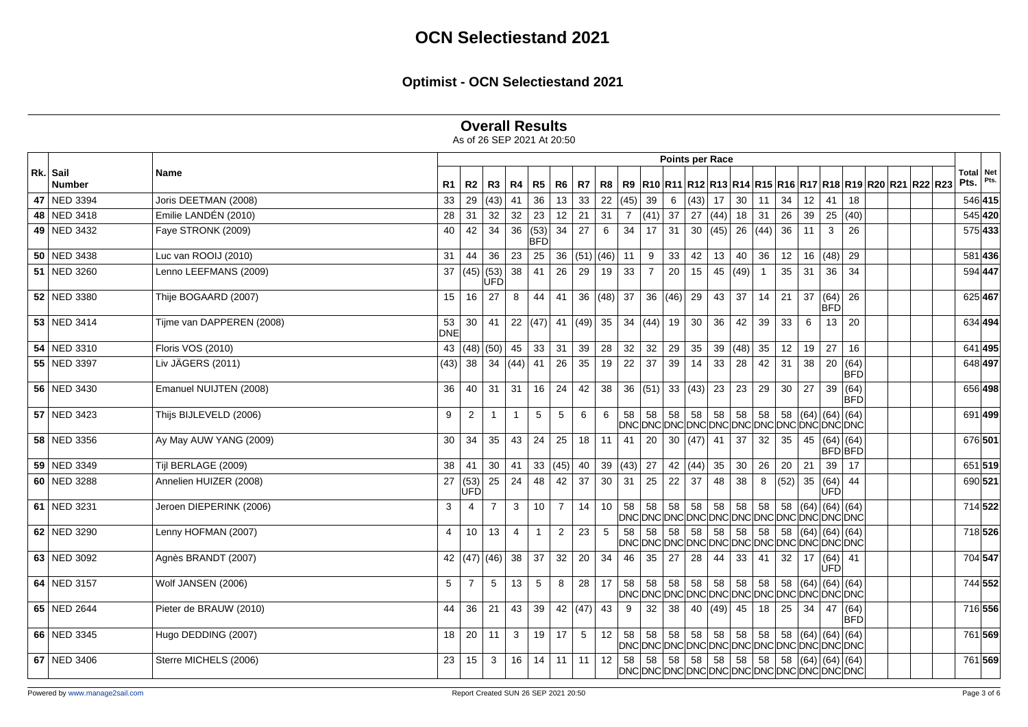# OCN Selectiestand 2021

## Optimist - OCN Selectiestand 2021

### Overall Results

As of 26 SEP 2021 At 20:50

| Rk. | Sail Number | Name | R1 | R2 | R3 | R4 | R5 | R6 | R7 | R8 | R9 | R10 | R11 | R12 | R13 | R14 | R15 | R16 | R17 | R18 | R19 | R20 | R21 | R22 | R23 | Total Pts. | Net Pts. |
|---|---|---|---|---|---|---|---|---|---|---|---|---|---|---|---|---|---|---|---|---|---|---|---|---|---|---|---|
| 47 | NED 3394 | Joris DEETMAN (2008) | 33 | 29 | (43) | 41 | 36 | 13 | 33 | 22 | (45) | 39 | 6 | (43) | 17 | 30 | 11 | 34 | 12 | 41 | 18 | | | | | 546 | **415** |
| 48 | NED 3418 | Emilie LANDÉN (2010) | 28 | 31 | 32 | 32 | 23 | 12 | 21 | 31 | 7 | (41) | 37 | 27 | (44) | 18 | 31 | 26 | 39 | 25 | (40) | | | | | 545 | **420** |
| 49 | NED 3432 | Faye STRONK (2009) | 40 | 42 | 34 | 36 | (53) BFD | 34 | 27 | 6 | 34 | 17 | 31 | 30 | (45) | 26 | (44) | 36 | 11 | 3 | 26 | | | | | 575 | **433** |
| 50 | NED 3438 | Luc van ROOIJ (2010) | 31 | 44 | 36 | 23 | 25 | 36 | (51) | (46) | 11 | 9 | 33 | 42 | 13 | 40 | 36 | 12 | 16 | (48) | 29 | | | | | 581 | **436** |
| 51 | NED 3260 | Lenno LEEFMANS (2009) | 37 | (45) | (53) UFD | 38 | 41 | 26 | 29 | 19 | 33 | 7 | 20 | 15 | 45 | (49) | 1 | 35 | 31 | 36 | 34 | | | | | 594 | **447** |
| 52 | NED 3380 | Thije BOGAARD (2007) | 15 | 16 | 27 | 8 | 44 | 41 | 36 | (48) | 37 | 36 | (46) | 29 | 43 | 37 | 14 | 21 | 37 | (64) BFD | 26 | | | | | 625 | **467** |
| 53 | NED 3414 | Tijme van DAPPEREN (2008) | 53 DNE | 30 | 41 | 22 | (47) | 41 | (49) | 35 | 34 | (44) | 19 | 30 | 36 | 42 | 39 | 33 | 6 | 13 | 20 | | | | | 634 | **494** |
| 54 | NED 3310 | Floris VOS (2010) | 43 | (48) | (50) | 45 | 33 | 31 | 39 | 28 | 32 | 32 | 29 | 35 | 39 | (48) | 35 | 12 | 19 | 27 | 16 | | | | | 641 | **495** |
| 55 | NED 3397 | Liv JÄGERS (2011) | (43) | 38 | 34 | (44) | 41 | 26 | 35 | 19 | 22 | 37 | 39 | 14 | 33 | 28 | 42 | 31 | 38 | 20 | (64) BFD | | | | | 648 | **497** |
| 56 | NED 3430 | Emanuel NUIJTEN (2008) | 36 | 40 | 31 | 31 | 16 | 24 | 42 | 38 | 36 | (51) | 33 | (43) | 23 | 23 | 29 | 30 | 27 | 39 | (64) BFD | | | | | 656 | **498** |
| 57 | NED 3423 | Thijs BIJLEVELD (2006) | 9 | 2 | 1 | 1 | 5 | 5 | 6 | 6 | 58 DNC | 58 DNC | 58 DNC | 58 DNC | 58 DNC | 58 DNC | 58 DNC | 58 DNC | (64) DNC | (64) DNC | (64) DNC | | | | | 691 | **499** |
| 58 | NED 3356 | Ay May AUW YANG (2009) | 30 | 34 | 35 | 43 | 24 | 25 | 18 | 11 | 41 | 20 | 30 | (47) | 41 | 37 | 32 | 35 | 45 | (64) BFD | (64) BFD | | | | | 676 | **501** |
| 59 | NED 3349 | Tijl BERLAGE (2009) | 38 | 41 | 30 | 41 | 33 | (45) | 40 | 39 | (43) | 27 | 42 | (44) | 35 | 30 | 26 | 20 | 21 | 39 | 17 | | | | | 651 | **519** |
| 60 | NED 3288 | Annelien HUIZER (2008) | 27 | (53) UFD | 25 | 24 | 48 | 42 | 37 | 30 | 31 | 25 | 22 | 37 | 48 | 38 | 8 | (52) | 35 | (64) UFD | 44 | | | | | 690 | **521** |
| 61 | NED 3231 | Jeroen DIEPERINK (2006) | 3 | 4 | 7 | 3 | 10 | 7 | 14 | 10 | 58 DNC | 58 DNC | 58 DNC | 58 DNC | 58 DNC | 58 DNC | 58 DNC | 58 DNC | (64) DNC | (64) DNC | (64) DNC | | | | | 714 | **522** |
| 62 | NED 3290 | Lenny HOFMAN (2007) | 4 | 10 | 13 | 4 | 1 | 2 | 23 | 5 | 58 DNC | 58 DNC | 58 DNC | 58 DNC | 58 DNC | 58 DNC | 58 DNC | 58 DNC | (64) DNC | (64) DNC | (64) DNC | | | | | 718 | **526** |
| 63 | NED 3092 | Agnès BRANDT (2007) | 42 | (47) | (46) | 38 | 37 | 32 | 20 | 34 | 46 | 35 | 27 | 28 | 44 | 33 | 41 | 32 | 17 | (64) UFD | 41 | | | | | 704 | **547** |
| 64 | NED 3157 | Wolf JANSEN (2006) | 5 | 7 | 5 | 13 | 5 | 8 | 28 | 17 | 58 DNC | 58 DNC | 58 DNC | 58 DNC | 58 DNC | 58 DNC | 58 DNC | 58 DNC | (64) DNC | (64) DNC | (64) DNC | | | | | 744 | **552** |
| 65 | NED 2644 | Pieter de BRAUW (2010) | 44 | 36 | 21 | 43 | 39 | 42 | (47) | 43 | 9 | 32 | 38 | 40 | (49) | 45 | 18 | 25 | 34 | 47 | (64) BFD | | | | | 716 | **556** |
| 66 | NED 3345 | Hugo DEDDING (2007) | 18 | 20 | 11 | 3 | 19 | 17 | 5 | 12 | 58 DNC | 58 DNC | 58 DNC | 58 DNC | 58 DNC | 58 DNC | 58 DNC | 58 DNC | (64) DNC | (64) DNC | (64) DNC | | | | | 761 | **569** |
| 67 | NED 3406 | Sterre MICHELS (2006) | 23 | 15 | 3 | 16 | 14 | 11 | 11 | 12 | 58 DNC | 58 DNC | 58 DNC | 58 DNC | 58 DNC | 58 DNC | 58 DNC | 58 DNC | (64) DNC | (64) DNC | (64) DNC | | | | | 761 | **569** |

Powered by www.manage2sail.com

Report Created SUN 26 SEP 2021 20:50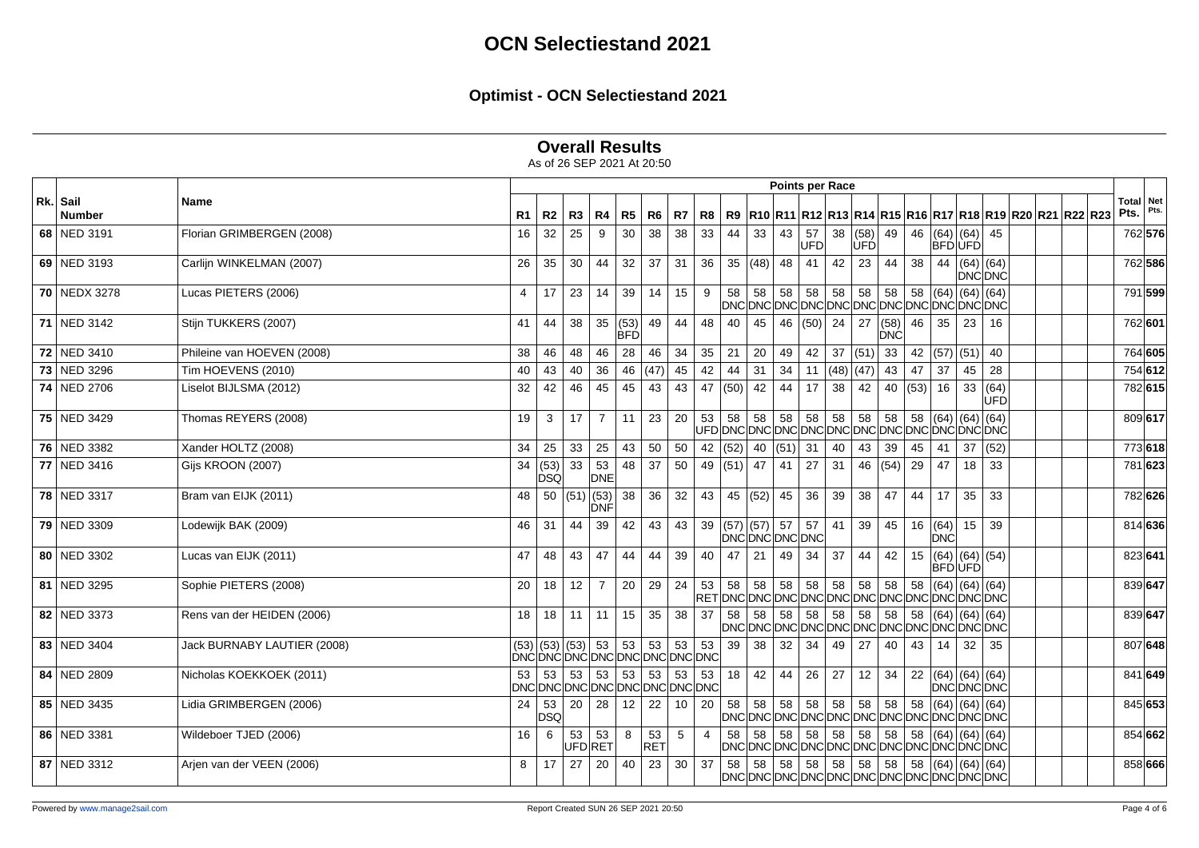# OCN Selectiestand 2021

## Optimist - OCN Selectiestand 2021

### Overall Results

As of 26 SEP 2021 At 20:50

| Rk. | Sail Number | Name | R1 | R2 | R3 | R4 | R5 | R6 | R7 | R8 | R9 | R10 | R11 | R12 | R13 | R14 | R15 | R16 | R17 | R18 | R19 | R20 | R21 | R22 | R23 | Total Pts. | Net Pts. |
|---|---|---|---|---|---|---|---|---|---|---|---|---|---|---|---|---|---|---|---|---|---|---|---|---|---|---|---|
| 68 | NED 3191 | Florian GRIMBERGEN (2008) | 16 | 32 | 25 | 9 | 30 | 38 | 38 | 33 | 44 | 33 | 43 | 57 UFD | 38 | (58) UFD | 49 | 46 | (64) BFD | (64) UFD | 45 | | | | | 762 | **576** |
| 69 | NED 3193 | Carlijn WINKELMAN (2007) | 26 | 35 | 30 | 44 | 32 | 37 | 31 | 36 | 35 | (48) | 48 | 41 | 42 | 23 | 44 | 38 | 44 | (64) DNC | (64) DNC | | | | | 762 | **586** |
| 70 | NEDX 3278 | Lucas PIETERS (2006) | 4 | 17 | 23 | 14 | 39 | 14 | 15 | 9 | 58 DNC | 58 DNC | 58 DNC | 58 DNC | 58 DNC | 58 DNC | 58 DNC | 58 DNC | (64) DNC | (64) DNC | (64) DNC | | | | | 791 | **599** |
| 71 | NED 3142 | Stijn TUKKERS (2007) | 41 | 44 | 38 | 35 | (53) BFD | 49 | 44 | 48 | 40 | 45 | 46 | (50) | 24 | 27 | (58) DNC | 46 | 35 | 23 | 16 | | | | | 762 | **601** |
| 72 | NED 3410 | Phileine van HOEVEN (2008) | 38 | 46 | 48 | 46 | 28 | 46 | 34 | 35 | 21 | 20 | 49 | 42 | 37 | (51) | 33 | 42 | (57) | (51) | 40 | | | | | 764 | **605** |
| 73 | NED 3296 | Tim HOEVENS (2010) | 40 | 43 | 40 | 36 | 46 | (47) | 45 | 42 | 44 | 31 | 34 | 11 | (48) | (47) | 43 | 47 | 37 | 45 | 28 | | | | | 754 | **612** |
| 74 | NED 2706 | Liselot BIJLSMA (2012) | 32 | 42 | 46 | 45 | 45 | 43 | 43 | 47 | (50) | 42 | 44 | 17 | 38 | 42 | 40 | (53) | 16 | 33 | (64) UFD | | | | | 782 | **615** |
| 75 | NED 3429 | Thomas REYERS (2008) | 19 | 3 | 17 | 7 | 11 | 23 | 20 | 53 UFD | 58 DNC | 58 DNC | 58 DNC | 58 DNC | 58 DNC | 58 DNC | 58 DNC | 58 DNC | (64) DNC | (64) DNC | (64) DNC | | | | | 809 | **617** |
| 76 | NED 3382 | Xander HOLTZ (2008) | 34 | 25 | 33 | 25 | 43 | 50 | 50 | 42 | (52) | 40 | (51) | 31 | 40 | 43 | 39 | 45 | 41 | 37 | (52) | | | | | 773 | **618** |
| 77 | NED 3416 | Gijs KROON (2007) | 34 | (53) DSQ | 33 | 53 DNE | 48 | 37 | 50 | 49 | (51) | 47 | 41 | 27 | 31 | 46 | (54) | 29 | 47 | 18 | 33 | | | | | 781 | **623** |
| 78 | NED 3317 | Bram van EIJK (2011) | 48 | 50 | (51) | (53) DNF | 38 | 36 | 32 | 43 | 45 | (52) | 45 | 36 | 39 | 38 | 47 | 44 | 17 | 35 | 33 | | | | | 782 | **626** |
| 79 | NED 3309 | Lodewijk BAK (2009) | 46 | 31 | 44 | 39 | 42 | 43 | 43 | 39 | (57) DNC | (57) DNC | 57 DNC | 57 DNC | 41 | 39 | 45 | 16 | (64) DNC | 15 | 39 | | | | | 814 | **636** |
| 80 | NED 3302 | Lucas van EIJK (2011) | 47 | 48 | 43 | 47 | 44 | 44 | 39 | 40 | 47 | 21 | 49 | 34 | 37 | 44 | 42 | 15 | (64) BFD | (64) UFD | (54) | | | | | 823 | **641** |
| 81 | NED 3295 | Sophie PIETERS (2008) | 20 | 18 | 12 | 7 | 20 | 29 | 24 | 53 RET | 58 DNC | 58 DNC | 58 DNC | 58 DNC | 58 DNC | 58 DNC | 58 DNC | 58 DNC | (64) DNC | (64) DNC | (64) DNC | | | | | 839 | **647** |
| 82 | NED 3373 | Rens van der HEIDEN (2006) | 18 | 18 | 11 | 11 | 15 | 35 | 38 | 37 | 58 DNC | 58 DNC | 58 DNC | 58 DNC | 58 DNC | 58 DNC | 58 DNC | 58 DNC | (64) DNC | (64) DNC | (64) DNC | | | | | 839 | **647** |
| 83 | NED 3404 | Jack BURNABY LAUTIER (2008) | (53) DNC | (53) DNC | (53) DNC | 53 DNC | 53 DNC | 53 DNC | 53 DNC | 53 DNC | 39 | 38 | 32 | 34 | 49 | 27 | 40 | 43 | 14 | 32 | 35 | | | | | 807 | **648** |
| 84 | NED 2809 | Nicholas KOEKKOEK (2011) | 53 DNC | 53 DNC | 53 DNC | 53 DNC | 53 DNC | 53 DNC | 53 DNC | 53 DNC | 18 | 42 | 44 | 26 | 27 | 12 | 34 | 22 | (64) DNC | (64) DNC | (64) DNC | | | | | 841 | **649** |
| 85 | NED 3435 | Lidia GRIMBERGEN (2006) | 24 | 53 DSQ | 20 | 28 | 12 | 22 | 10 | 20 | 58 DNC | 58 DNC | 58 DNC | 58 DNC | 58 DNC | 58 DNC | 58 DNC | 58 DNC | (64) DNC | (64) DNC | (64) DNC | | | | | 845 | **653** |
| 86 | NED 3381 | Wildeboer TJED (2006) | 16 | 6 | 53 UFD | 53 RET | 8 | 53 RET | 5 | 4 | 58 DNC | 58 DNC | 58 DNC | 58 DNC | 58 DNC | 58 DNC | 58 DNC | 58 DNC | (64) DNC | (64) DNC | (64) DNC | | | | | 854 | **662** |
| 87 | NED 3312 | Arjen van der VEEN (2006) | 8 | 17 | 27 | 20 | 40 | 23 | 30 | 37 | 58 DNC | 58 DNC | 58 DNC | 58 DNC | 58 DNC | 58 DNC | 58 DNC | 58 DNC | (64) DNC | (64) DNC | (64) DNC | | | | | 858 | **666** |

Powered by www.manage2sail.com

Report Created SUN 26 SEP 2021 20:50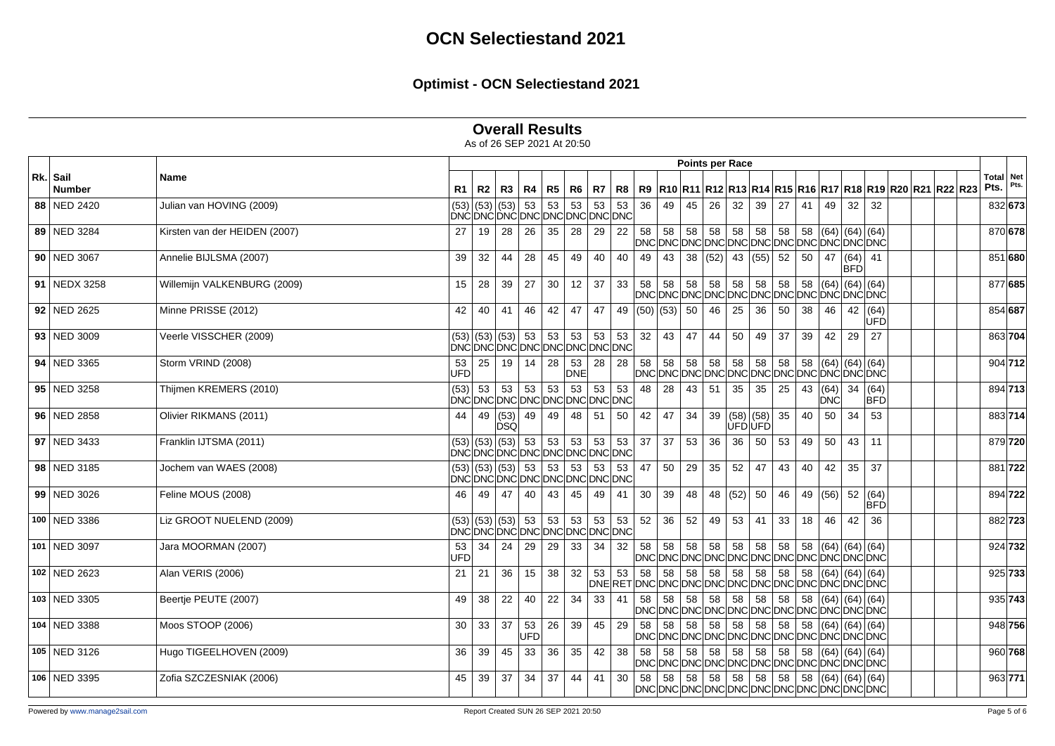# OCN Selectiestand 2021

## Optimist - OCN Selectiestand 2021

### Overall Results

As of 26 SEP 2021 At 20:50

| Rk. | Sail Number | Name | R1 | R2 | R3 | R4 | R5 | R6 | R7 | R8 | R9 | R10 | R11 | R12 | R13 | R14 | R15 | R16 | R17 | R18 | R19 | R20 | R21 | R22 | R23 | Total Pts. | Net Pts. |
|---|---|---|---|---|---|---|---|---|---|---|---|---|---|---|---|---|---|---|---|---|---|---|---|---|---|---|---|
| 88 | NED 2420 | Julian van HOVING (2009) | (53) DNC | (53) DNC | (53) DNC | 53 DNC | 53 DNC | 53 DNC | 53 DNC | 53 DNC | 36 | 49 | 45 | 26 | 32 | 39 | 27 | 41 | 49 | 32 | 32 | | | | | 832 | **673** |
| 89 | NED 3284 | Kirsten van der HEIDEN (2007) | 27 | 19 | 28 | 26 | 35 | 28 | 29 | 22 | 58 DNC | 58 DNC | 58 DNC | 58 DNC | 58 DNC | 58 DNC | 58 DNC | 58 DNC | (64) DNC | (64) DNC | (64) DNC | | | | | 870 | **678** |
| 90 | NED 3067 | Annelie BIJLSMA (2007) | 39 | 32 | 44 | 28 | 45 | 49 | 40 | 40 | 49 | 43 | 38 | (52) | 43 | (55) | 52 | 50 | 47 | (64) BFD | 41 | | | | | 851 | **680** |
| 91 | NEDX 3258 | Willemijn VALKENBURG (2009) | 15 | 28 | 39 | 27 | 30 | 12 | 37 | 33 | 58 DNC | 58 DNC | 58 DNC | 58 DNC | 58 DNC | 58 DNC | 58 DNC | 58 DNC | (64) DNC | (64) DNC | (64) DNC | | | | | 877 | **685** |
| 92 | NED 2625 | Minne PRISSE (2012) | 42 | 40 | 41 | 46 | 42 | 47 | 47 | 49 | (50) | (53) | 50 | 46 | 25 | 36 | 50 | 38 | 46 | 42 | (64) UFD | | | | | 854 | **687** |
| 93 | NED 3009 | Veerle VISSCHER (2009) | (53) DNC | (53) DNC | (53) DNC | 53 DNC | 53 DNC | 53 DNC | 53 DNC | 53 DNC | 32 | 43 | 47 | 44 | 50 | 49 | 37 | 39 | 42 | 29 | 27 | | | | | 863 | **704** |
| 94 | NED 3365 | Storm VRIND (2008) | 53 UFD | 25 | 19 | 14 | 28 | 53 DNE | 28 | 28 | 58 DNC | 58 DNC | 58 DNC | 58 DNC | 58 DNC | 58 DNC | 58 DNC | 58 DNC | (64) DNC | (64) DNC | (64) DNC | | | | | 904 | **712** |
| 95 | NED 3258 | Thijmen KREMERS (2010) | (53) DNC | 53 DNC | 53 DNC | 53 DNC | 53 DNC | 53 DNC | 53 DNC | 53 DNC | 48 | 28 | 43 | 51 | 35 | 35 | 25 | 43 | (64) DNC | 34 | (64) BFD | | | | | 894 | **713** |
| 96 | NED 2858 | Olivier RIKMANS (2011) | 44 | 49 | (53) DSQ | 49 | 49 | 48 | 51 | 50 | 42 | 47 | 34 | 39 | (58) UFD | (58) UFD | 35 | 40 | 50 | 34 | 53 | | | | | 883 | **714** |
| 97 | NED 3433 | Franklin IJTSMA (2011) | (53) DNC | (53) DNC | (53) DNC | 53 DNC | 53 DNC | 53 DNC | 53 DNC | 53 DNC | 37 | 37 | 53 | 36 | 36 | 50 | 53 | 49 | 50 | 43 | 11 | | | | | 879 | **720** |
| 98 | NED 3185 | Jochem van WAES (2008) | (53) DNC | (53) DNC | (53) DNC | 53 DNC | 53 DNC | 53 DNC | 53 DNC | 53 DNC | 47 | 50 | 29 | 35 | 52 | 47 | 43 | 40 | 42 | 35 | 37 | | | | | 881 | **722** |
| 99 | NED 3026 | Feline MOUS (2008) | 46 | 49 | 47 | 40 | 43 | 45 | 49 | 41 | 30 | 39 | 48 | 48 | (52) | 50 | 46 | 49 | (56) | 52 | (64) BFD | | | | | 894 | **722** |
| 100 | NED 3386 | Liz GROOT NUELEND (2009) | (53) DNC | (53) DNC | (53) DNC | 53 DNC | 53 DNC | 53 DNC | 53 DNC | 53 DNC | 52 | 36 | 52 | 49 | 53 | 41 | 33 | 18 | 46 | 42 | 36 | | | | | 882 | **723** |
| 101 | NED 3097 | Jara MOORMAN (2007) | 53 UFD | 34 | 24 | 29 | 29 | 33 | 34 | 32 | 58 DNC | 58 DNC | 58 DNC | 58 DNC | 58 DNC | 58 DNC | 58 DNC | 58 DNC | (64) DNC | (64) DNC | (64) DNC | | | | | 924 | **732** |
| 102 | NED 2623 | Alan VERIS (2006) | 21 | 21 | 36 | 15 | 38 | 32 | 53 DNE | 53 RET | 58 DNC | 58 DNC | 58 DNC | 58 DNC | 58 DNC | 58 DNC | 58 DNC | 58 DNC | (64) DNC | (64) DNC | (64) DNC | | | | | 925 | **733** |
| 103 | NED 3305 | Beertje PEUTE (2007) | 49 | 38 | 22 | 40 | 22 | 34 | 33 | 41 | 58 DNC | 58 DNC | 58 DNC | 58 DNC | 58 DNC | 58 DNC | 58 DNC | 58 DNC | (64) DNC | (64) DNC | (64) DNC | | | | | 935 | **743** |
| 104 | NED 3388 | Moos STOOP (2006) | 30 | 33 | 37 | 53 UFD | 26 | 39 | 45 | 29 | 58 DNC | 58 DNC | 58 DNC | 58 DNC | 58 DNC | 58 DNC | 58 DNC | 58 DNC | (64) DNC | (64) DNC | (64) DNC | | | | | 948 | **756** |
| 105 | NED 3126 | Hugo TIGEELHOVEN (2009) | 36 | 39 | 45 | 33 | 36 | 35 | 42 | 38 | 58 DNC | 58 DNC | 58 DNC | 58 DNC | 58 DNC | 58 DNC | 58 DNC | 58 DNC | (64) DNC | (64) DNC | (64) DNC | | | | | 960 | **768** |
| 106 | NED 3395 | Zofia SZCZESNIAK (2006) | 45 | 39 | 37 | 34 | 37 | 44 | 41 | 30 | 58 DNC | 58 DNC | 58 DNC | 58 DNC | 58 DNC | 58 DNC | 58 DNC | 58 DNC | (64) DNC | (64) DNC | (64) DNC | | | | | 963 | **771** |

Powered by www.manage2sail.com

Report Created SUN 26 SEP 2021 20:50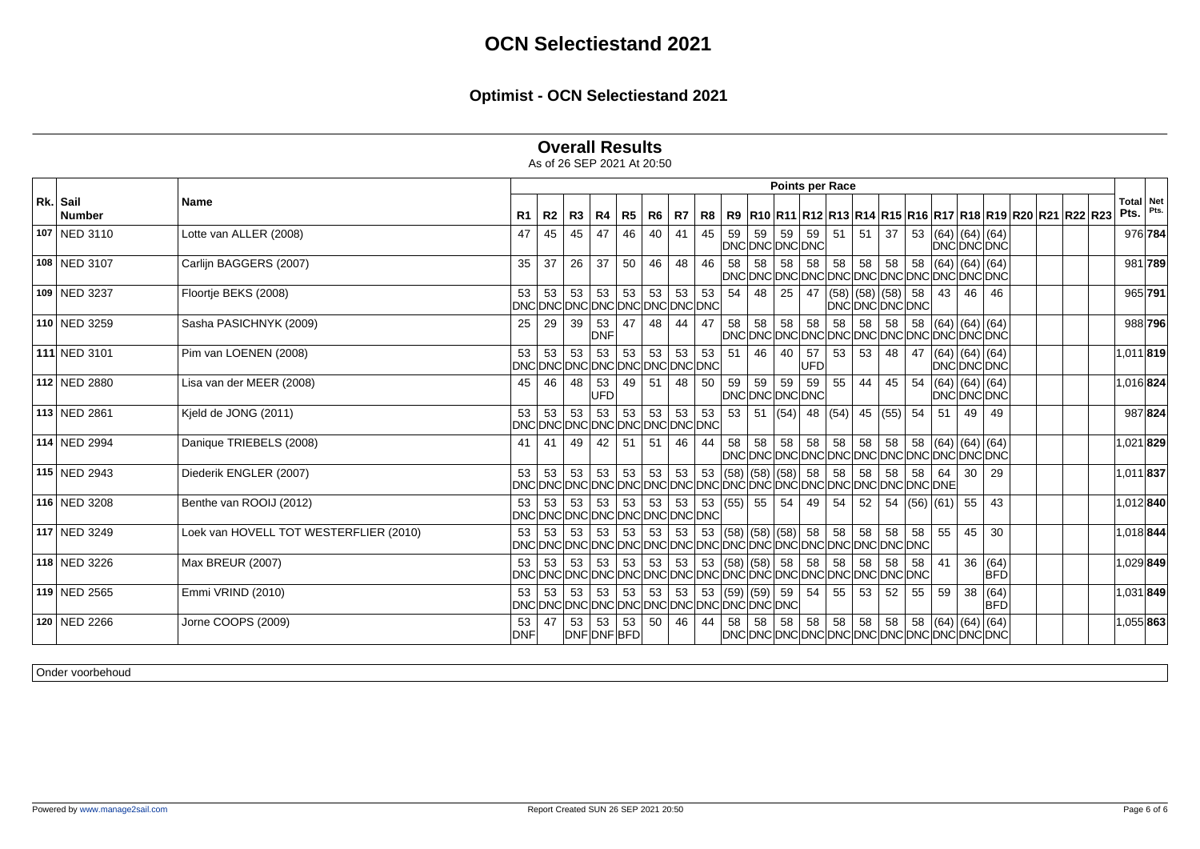# OCN Selectiestand 2021

## Optimist - OCN Selectiestand 2021

### Overall Results

As of 26 SEP 2021 At 20:50

| Rk. | Sail Number | Name | R1 | R2 | R3 | R4 | R5 | R6 | R7 | R8 | R9 | R10 | R11 | R12 | R13 | R14 | R15 | R16 | R17 | R18 | R19 | R20 | R21 | R22 | R23 | Total Pts. | Net Pts. |
|---|---|---|---|---|---|---|---|---|---|---|---|---|---|---|---|---|---|---|---|---|---|---|---|---|---|---|---|
| 107 | NED 3110 | Lotte van ALLER (2008) | 47 | 45 | 45 | 47 | 46 | 40 | 41 | 45 | 59 DNC | 59 DNC | 59 DNC | 59 DNC | 51 | 51 | 37 | 53 | (64) DNC | (64) DNC | (64) DNC | | | | | 976 | **784** |
| 108 | NED 3107 | Carlijn BAGGERS (2007) | 35 | 37 | 26 | 37 | 50 | 46 | 48 | 46 | 58 DNC | 58 DNC | 58 DNC | 58 DNC | 58 DNC | 58 DNC | 58 DNC | 58 DNC | (64) DNC | (64) DNC | (64) DNC | | | | | 981 | **789** |
| 109 | NED 3237 | Floortje BEKS (2008) | 53 DNC | 53 DNC | 53 DNC | 53 DNC | 53 DNC | 53 DNC | 53 DNC | 53 DNC | 54 | 48 | 25 | 47 | (58) DNC | (58) DNC | (58) DNC | 58 DNC | 43 | 46 | 46 | | | | | 965 | **791** |
| 110 | NED 3259 | Sasha PASICHNYK (2009) | 25 | 29 | 39 | 53 DNF | 47 | 48 | 44 | 47 | 58 DNC | 58 DNC | 58 DNC | 58 DNC | 58 DNC | 58 DNC | 58 DNC | 58 DNC | (64) DNC | (64) DNC | (64) DNC | | | | | 988 | **796** |
| 111 | NED 3101 | Pim van LOENEN (2008) | 53 DNC | 53 DNC | 53 DNC | 53 DNC | 53 DNC | 53 DNC | 53 DNC | 53 DNC | 51 | 46 | 40 | 57 UFD | 53 | 53 | 48 | 47 | (64) DNC | (64) DNC | (64) DNC | | | | | 1,011 | **819** |
| 112 | NED 2880 | Lisa van der MEER (2008) | 45 | 46 | 48 | 53 UFD | 49 | 51 | 48 | 50 | 59 DNC | 59 DNC | 59 DNC | 59 DNC | 55 | 44 | 45 | 54 | (64) DNC | (64) DNC | (64) DNC | | | | | 1,016 | **824** |
| 113 | NED 2861 | Kjeld de JONG (2011) | 53 DNC | 53 DNC | 53 DNC | 53 DNC | 53 DNC | 53 DNC | 53 DNC | 53 DNC | 53 | 51 | (54) | 48 | (54) | 45 | (55) | 54 | 51 | 49 | 49 | | | | | 987 | **824** |
| 114 | NED 2994 | Danique TRIEBELS (2008) | 41 | 41 | 49 | 42 | 51 | 51 | 46 | 44 | 58 DNC | 58 DNC | 58 DNC | 58 DNC | 58 DNC | 58 DNC | 58 DNC | 58 DNC | (64) DNC | (64) DNC | (64) DNC | | | | | 1,021 | **829** |
| 115 | NED 2943 | Diederik ENGLER (2007) | 53 DNC | 53 DNC | 53 DNC | 53 DNC | 53 DNC | 53 DNC | 53 DNC | 53 DNC | (58) DNC | (58) DNC | (58) DNC | 58 DNC | 58 DNC | 58 DNC | 58 DNC | 58 DNC | 64 DNE | 30 | 29 | | | | | 1,011 | **837** |
| 116 | NED 3208 | Benthe van ROOIJ (2012) | 53 DNC | 53 DNC | 53 DNC | 53 DNC | 53 DNC | 53 DNC | 53 DNC | 53 DNC | (55) | 55 | 54 | 49 | 54 | 52 | 54 | (56) | (61) | 55 | 43 | | | | | 1,012 | **840** |
| 117 | NED 3249 | Loek van HOVELL TOT WESTERFLIER (2010) | 53 DNC | 53 DNC | 53 DNC | 53 DNC | 53 DNC | 53 DNC | 53 DNC | 53 DNC | (58) DNC | (58) DNC | (58) DNC | 58 DNC | 58 DNC | 58 DNC | 58 DNC | 58 DNC | 55 | 45 | 30 | | | | | 1,018 | **844** |
| 118 | NED 3226 | Max BREUR (2007) | 53 DNC | 53 DNC | 53 DNC | 53 DNC | 53 DNC | 53 DNC | 53 DNC | 53 DNC | (58) DNC | (58) DNC | 58 DNC | 58 DNC | 58 DNC | 58 DNC | 58 DNC | 58 DNC | 41 | 36 | (64) BFD | | | | | 1,029 | **849** |
| 119 | NED 2565 | Emmi VRIND (2010) | 53 DNC | 53 DNC | 53 DNC | 53 DNC | 53 DNC | 53 DNC | 53 DNC | 53 DNC | (59) DNC | (59) DNC | 59 DNC | 54 | 55 | 53 | 52 | 55 | 59 | 38 | (64) BFD | | | | | 1,031 | **849** |
| 120 | NED 2266 | Jorne COOPS (2009) | 53 DNF | 47 | 53 DNF | 53 DNF | 53 BFD | 50 | 46 | 44 | 58 DNC | 58 DNC | 58 DNC | 58 DNC | 58 DNC | 58 DNC | 58 DNC | 58 DNC | (64) DNC | (64) DNC | (64) DNC | | | | | 1,055 | **863** |

Onder voorbehoud